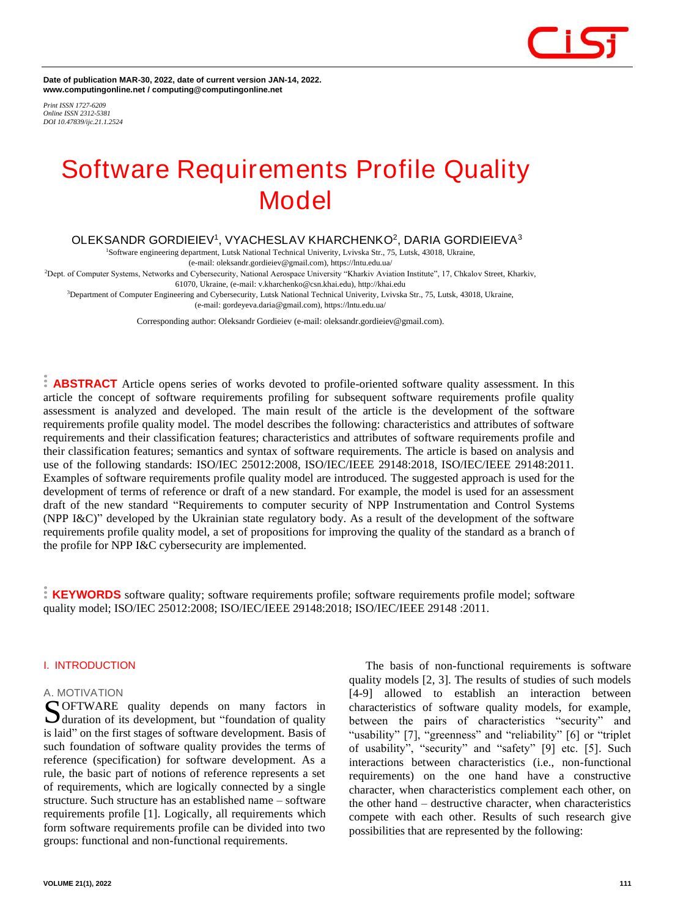Date of publication MAR-30, 2022, date of current version JAN-14, 2022.
www.computingonline.net / computing@computingonline.net

*Print ISSN 1727-6209*
*Online ISSN 2312-5381*
*DOI 10.47839/ijc.21.1.2524*

# Software Requirements Profile Quality Model

OLEKSANDR GORDIEIEV[1], VYACHESLAV KHARCHENKO[2], DARIA GORDIEIEVA[3]

[1]Software engineering department, Lutsk National Technical Univerity, Lvivska Str., 75, Lutsk, 43018, Ukraine, (e-mail: oleksandr.gordieiev@gmail.com), https://lntu.edu.ua/

[2]Dept. of Computer Systems, Networks and Cybersecurity, National Aerospace University "Kharkiv Aviation Institute", 17, Chkalov Street, Kharkiv, 61070, Ukraine, (e-mail: v.kharchenko@csn.khai.edu), http://khai.edu

[3]Department of Computer Engineering and Cybersecurity, Lutsk National Technical Univerity, Lvivska Str., 75, Lutsk, 43018, Ukraine, (e-mail: gordeyeva.daria@gmail.com), https://lntu.edu.ua/

Corresponding author: Oleksandr Gordieiev (e-mail: oleksandr.gordieiev@gmail.com).

**ABSTRACT** Article opens series of works devoted to profile-oriented software quality assessment. In this article the concept of software requirements profiling for subsequent software requirements profile quality assessment is analyzed and developed. The main result of the article is the development of the software requirements profile quality model. The model describes the following: characteristics and attributes of software requirements and their classification features; characteristics and attributes of software requirements profile and their classification features; semantics and syntax of software requirements. The article is based on analysis and use of the following standards: ISO/IEC 25012:2008, ISO/IEC/IEEE 29148:2018, ISO/IEC/IEEE 29148:2011. Examples of software requirements profile quality model are introduced. The suggested approach is used for the development of terms of reference or draft of a new standard. For example, the model is used for an assessment draft of the new standard "Requirements to computer security of NPP Instrumentation and Control Systems (NPP I&C)" developed by the Ukrainian state regulatory body. As a result of the development of the software requirements profile quality model, a set of propositions for improving the quality of the standard as a branch of the profile for NPP I&C cybersecurity are implemented.

**KEYWORDS** software quality; software requirements profile; software requirements profile model; software quality model; ISO/IEC 25012:2008; ISO/IEC/IEEE 29148:2018; ISO/IEC/IEEE 29148 :2011.

## I. INTRODUCTION

### A. MOTIVATION

SOFTWARE quality depends on many factors in duration of its development, but "foundation of quality is laid" on the first stages of software development. Basis of such foundation of software quality provides the terms of reference (specification) for software development. As a rule, the basic part of notions of reference represents a set of requirements, which are logically connected by a single structure. Such structure has an established name – software requirements profile [1]. Logically, all requirements which form software requirements profile can be divided into two groups: functional and non-functional requirements.

The basis of non-functional requirements is software quality models [2, 3]. The results of studies of such models [4-9] allowed to establish an interaction between characteristics of software quality models, for example, between the pairs of characteristics "security" and "usability" [7], "greenness" and "reliability" [6] or "triplet of usability", "security" and "safety" [9] etc. [5]. Such interactions between characteristics (i.e., non-functional requirements) on the one hand have a constructive character, when characteristics complement each other, on the other hand – destructive character, when characteristics compete with each other. Results of such research give possibilities that are represented by the following: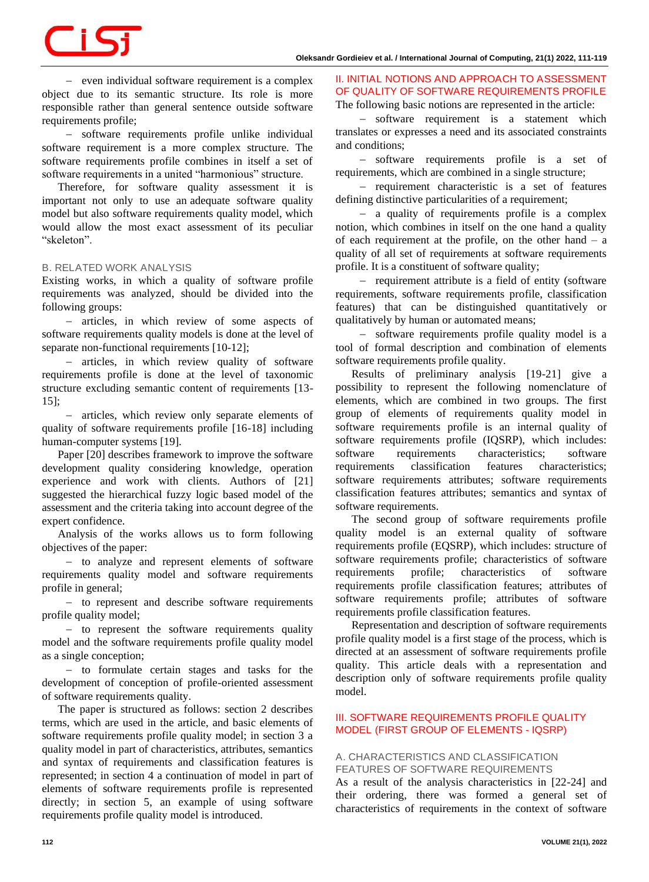– even individual software requirement is a complex object due to its semantic structure. Its role is more responsible rather than general sentence outside software requirements profile;

– software requirements profile unlike individual software requirement is a more complex structure. The software requirements profile combines in itself a set of software requirements in a united “harmonious” structure.

Therefore, for software quality assessment it is important not only to use an adequate software quality model but also software requirements quality model, which would allow the most exact assessment of its peculiar “skeleton”.

### B. RELATED WORK ANALYSIS

Existing works, in which a quality of software profile requirements was analyzed, should be divided into the following groups:

– articles, in which review of some aspects of software requirements quality models is done at the level of separate non-functional requirements [10-12];

– articles, in which review quality of software requirements profile is done at the level of taxonomic structure excluding semantic content of requirements [13-15];

– articles, which review only separate elements of quality of software requirements profile [16-18] including human-computer systems [19].

Paper [20] describes framework to improve the software development quality considering knowledge, operation experience and work with clients. Authors of [21] suggested the hierarchical fuzzy logic based model of the assessment and the criteria taking into account degree of the expert confidence.

Analysis of the works allows us to form following objectives of the paper:

– to analyze and represent elements of software requirements quality model and software requirements profile in general;

– to represent and describe software requirements profile quality model;

– to represent the software requirements quality model and the software requirements profile quality model as a single conception;

– to formulate certain stages and tasks for the development of conception of profile-oriented assessment of software requirements quality.

The paper is structured as follows: section 2 describes terms, which are used in the article, and basic elements of software requirements profile quality model; in section 3 a quality model in part of characteristics, attributes, semantics and syntax of requirements and classification features is represented; in section 4 a continuation of model in part of elements of software requirements profile is represented directly; in section 5, an example of using software requirements profile quality model is introduced.

## II. INITIAL NOTIONS AND APPROACH TO ASSESSMENT OF QUALITY OF SOFTWARE REQUIREMENTS PROFILE

The following basic notions are represented in the article:

– software requirement is a statement which translates or expresses a need and its associated constraints and conditions;

– software requirements profile is a set of requirements, which are combined in a single structure;

– requirement characteristic is a set of features defining distinctive particularities of a requirement;

– a quality of requirements profile is a complex notion, which combines in itself on the one hand a quality of each requirement at the profile, on the other hand – a quality of all set of requirements at software requirements profile. It is a constituent of software quality;

– requirement attribute is a field of entity (software requirements, software requirements profile, classification features) that can be distinguished quantitatively or qualitatively by human or automated means;

– software requirements profile quality model is a tool of formal description and combination of elements software requirements profile quality.

Results of preliminary analysis [19-21] give a possibility to represent the following nomenclature of elements, which are combined in two groups. The first group of elements of requirements quality model in software requirements profile is an internal quality of software requirements profile (IQSRP), which includes: software requirements characteristics; software requirements classification features characteristics; software requirements attributes; software requirements classification features attributes; semantics and syntax of software requirements.

The second group of software requirements profile quality model is an external quality of software requirements profile (EQSRP), which includes: structure of software requirements profile; characteristics of software requirements profile; characteristics of software requirements profile classification features; attributes of software requirements profile; attributes of software requirements profile classification features.

Representation and description of software requirements profile quality model is a first stage of the process, which is directed at an assessment of software requirements profile quality. This article deals with a representation and description only of software requirements profile quality model.

## III. SOFTWARE REQUIREMENTS PROFILE QUALITY MODEL (FIRST GROUP OF ELEMENTS - IQSRP)

### A. CHARACTERISTICS AND CLASSIFICATION FEATURES OF SOFTWARE REQUIREMENTS

As a result of the analysis characteristics in [22-24] and their ordering, there was formed a general set of characteristics of requirements in the context of software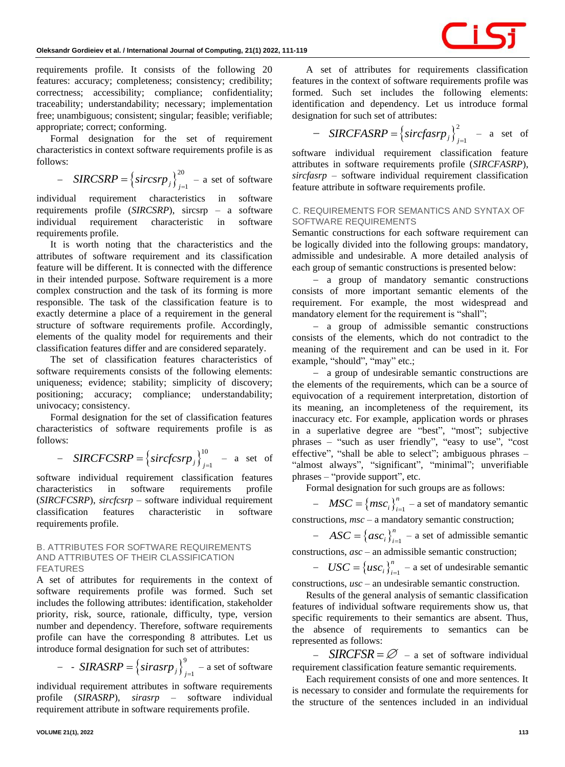requirements profile. It consists of the following 20 features: accuracy; completeness; consistency; credibility; correctness; accessibility; compliance; confidentiality; traceability; understandability; necessary; implementation free; unambiguous; consistent; singular; feasible; verifiable; appropriate; correct; conforming.

Formal designation for the set of requirement characteristics in context software requirements profile is as follows:

– $SIRCSRP = \{sircsrp_j\}_{j=1}^{20}$ – a set of software individual requirement characteristics in software requirements profile (*SIRCSRP*), sircsrp – a software individual requirement characteristic in software requirements profile.

It is worth noting that the characteristics and the attributes of software requirement and its classification feature will be different. It is connected with the difference in their intended purpose. Software requirement is a more complex construction and the task of its forming is more responsible. The task of the classification feature is to exactly determine a place of a requirement in the general structure of software requirements profile. Accordingly, elements of the quality model for requirements and their classification features differ and are considered separately.

The set of classification features characteristics of software requirements consists of the following elements: uniqueness; evidence; stability; simplicity of discovery; positioning; accuracy; compliance; understandability; univocacy; consistency.

Formal designation for the set of classification features characteristics of software requirements profile is as follows:

– $SIRCFCSRP = \{sircfcsrp_j\}_{j=1}^{10}$ – a set of software individual requirement classification features characteristics in software requirements profile (*SIRCFCSRP*), *sircfcsrp* – software individual requirement classification features characteristic in software requirements profile.

## B. ATTRIBUTES FOR SOFTWARE REQUIREMENTS AND ATTRIBUTES OF THEIR CLASSIFICATION FEATURES

A set of attributes for requirements in the context of software requirements profile was formed. Such set includes the following attributes: identification, stakeholder priority, risk, source, rationale, difficulty, type, version number and dependency. Therefore, software requirements profile can have the corresponding 8 attributes. Let us introduce formal designation for such set of attributes:

– - $SIRASRP = \{sirasrp_j\}_{j=1}^{9}$ – a set of software individual requirement attributes in software requirements profile (*SIRASRP*), *sirasrp* – software individual requirement attribute in software requirements profile.

A set of attributes for requirements classification features in the context of software requirements profile was formed. Such set includes the following elements: identification and dependency. Let us introduce formal designation for such set of attributes:

– $SIRCFASRP = \{sircfasrp_j\}_{j=1}^{2}$ – a set of software individual requirement classification feature attributes in software requirements profile (*SIRCFASRP*), *sircfasrp* – software individual requirement classification feature attribute in software requirements profile.

## C. REQUIREMENTS FOR SEMANTICS AND SYNTAX OF SOFTWARE REQUIREMENTS

Semantic constructions for each software requirement can be logically divided into the following groups: mandatory, admissible and undesirable. A more detailed analysis of each group of semantic constructions is presented below:

– a group of mandatory semantic constructions consists of more important semantic elements of the requirement. For example, the most widespread and mandatory element for the requirement is "shall";

– a group of admissible semantic constructions consists of the elements, which do not contradict to the meaning of the requirement and can be used in it. For example, "should", "may" etc.;

– a group of undesirable semantic constructions are the elements of the requirements, which can be a source of equivocation of a requirement interpretation, distortion of its meaning, an incompleteness of the requirement, its inaccuracy etc. For example, application words or phrases in a superlative degree are "best", "most"; subjective phrases – "such as user friendly", "easy to use", "cost effective", "shall be able to select"; ambiguous phrases – "almost always", "significant", "minimal"; unverifiable phrases – "provide support", etc.

Formal designation for such groups are as follows:

– $MSC = \{msc_i\}_{i=1}^{n}$ – a set of mandatory semantic constructions, *msc* – a mandatory semantic construction;

– $ASC = \{asc_i\}_{i=1}^{n}$ – a set of admissible semantic constructions, *asc* – an admissible semantic construction;

– $USC = \{usc_i\}_{i=1}^{n}$ – a set of undesirable semantic constructions, *usc* – an undesirable semantic construction.

Results of the general analysis of semantic classification features of individual software requirements show us, that specific requirements to their semantics are absent. Thus, the absence of requirements to semantics can be represented as follows:

– $SIRCFSR = \varnothing$ – a set of software individual requirement classification feature semantic requirements.

Each requirement consists of one and more sentences. It is necessary to consider and formulate the requirements for the structure of the sentences included in an individual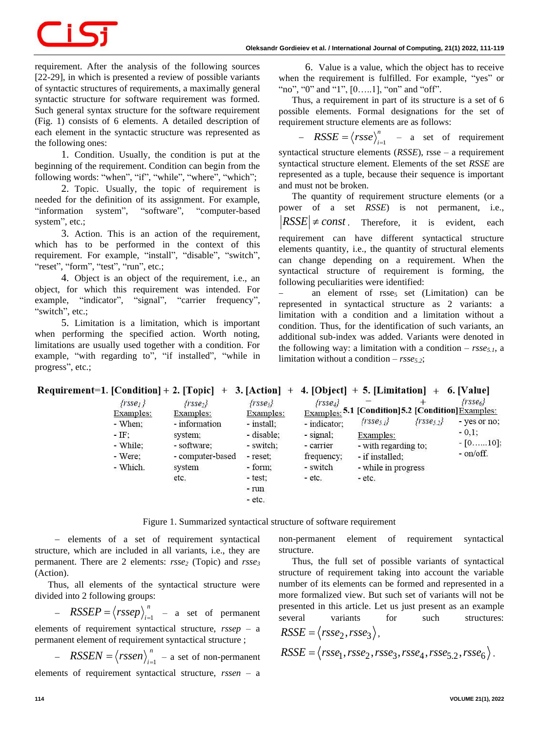requirement. After the analysis of the following sources [22-29], in which is presented a review of possible variants of syntactic structures of requirements, a maximally general syntactic structure for software requirement was formed. Such general syntax structure for the software requirement (Fig. 1) consists of 6 elements. A detailed description of each element in the syntactic structure was represented as the following ones:

1. Condition. Usually, the condition is put at the beginning of the requirement. Condition can begin from the following words: "when", "if", "while", "where", "which";

2. Topic. Usually, the topic of requirement is needed for the definition of its assignment. For example, "information system", "software", "computer-based system", etc.;

3. Action. This is an action of the requirement, which has to be performed in the context of this requirement. For example, "install", "disable", "switch", "reset", "form", "test", "run", etc.;

4. Object is an object of the requirement, i.e., an object, for which this requirement was intended. For example, "indicator", "signal", "carrier frequency", "switch", etc.;

5. Limitation is a limitation, which is important when performing the specified action. Worth noting, limitations are usually used together with a condition. For example, "with regarding to", "if installed", "while in progress", etc.;

6. Value is a value, which the object has to receive when the requirement is fulfilled. For example, "yes" or "no", "0" and "1", [0…..1], "on" and "off".

Thus, a requirement in part of its structure is a set of 6 possible elements. Formal designations for the set of requirement structure elements are as follows:

– $RSSE = \langle rsse \rangle_{i=1}^{n}$ – a set of requirement syntactical structure elements (*RSSE*), rsse – a requirement syntactical structure element. Elements of the set *RSSE* are represented as a tuple, because their sequence is important and must not be broken.

The quantity of requirement structure elements (or a power of a set *RSSE*) is not permanent, i.e., $|RSSE| \neq const$. Therefore, it is evident, each requirement can have different syntactical structure elements quantity, i.e., the quantity of structural elements can change depending on a requirement. When the syntactical structure of requirement is forming, the following peculiarities were identified:

– an element of $rsse_5$ set (Limitation) can be represented in syntactical structure as 2 variants: a limitation with a condition and a limitation without a condition. Thus, for the identification of such variants, an additional sub-index was added. Variants were denoted in the following way: a limitation with a condition – $rsse_{5.1}$, a limitation without a condition – $rsse_{5.2}$;

**Requirement=1. [Condition] + 2. [Topic] + 3. [Action] + 4. [Object] + 5. [Limitation] + 6. [Value]**

| 1. [Condition] | 2. [Topic] | 3. [Action] | 4. [Object] | 5. [Limitation] | 6. [Value] |
|---|---|---|---|---|---|
| $\{rsse_1\}$ | $\{rsse_2\}$ | $\{rsse_3\}$ | $\{rsse_4\}$ | 5.1 [Condition] – $\{rsse_{5.1}\}$ / 5.2 [Condition] + $\{rsse_{5.2}\}$ | $\{rsse_6\}$ |
| Examples: | Examples: | Examples: | Examples: | Examples: | Examples: |
| - When; | - information system; | - install; | - indicator; | - with regarding to; | - yes or no; |
| - IF; | - software; | - disable; | - signal; | - if installed; | - 0,1; |
| - While; | - computer-based system | - switch; | - carrier frequency; | - while in progress | - [0……10]; |
| - Were; | etc. | - reset; | - switch | - etc. | - on/off. |
| - Which. | | - form; | - etc. | | |
| | | - test; | | | |
| | | - run | | | |
| | | - etc. | | | |

Figure 1. Summarized syntactical structure of software requirement

– elements of a set of requirement syntactical structure, which are included in all variants, i.e., they are permanent. There are 2 elements: $rsse_2$ (Topic) and $rsse_3$ (Action).

Thus, all elements of the syntactical structure were divided into 2 following groups:

– $RSSEP = \langle rssep \rangle_{i=1}^{n}$ – a set of permanent elements of requirement syntactical structure, *rssep* – a permanent element of requirement syntactical structure ;

– $RSSEN = \langle rssen \rangle_{i=1}^{n}$ – a set of non-permanent elements of requirement syntactical structure, *rssen* – a non-permanent element of requirement syntactical structure.

Thus, the full set of possible variants of syntactical structure of requirement taking into account the variable number of its elements can be formed and represented in a more formalized view. But such set of variants will not be presented in this article. Let us just present as an example several variants for such structures:

$$RSSE = \langle rsse_2, rsse_3 \rangle,$$

$$RSSE = \langle rsse_1, rsse_2, rsse_3, rsse_4, rsse_{5.2}, rsse_6 \rangle.$$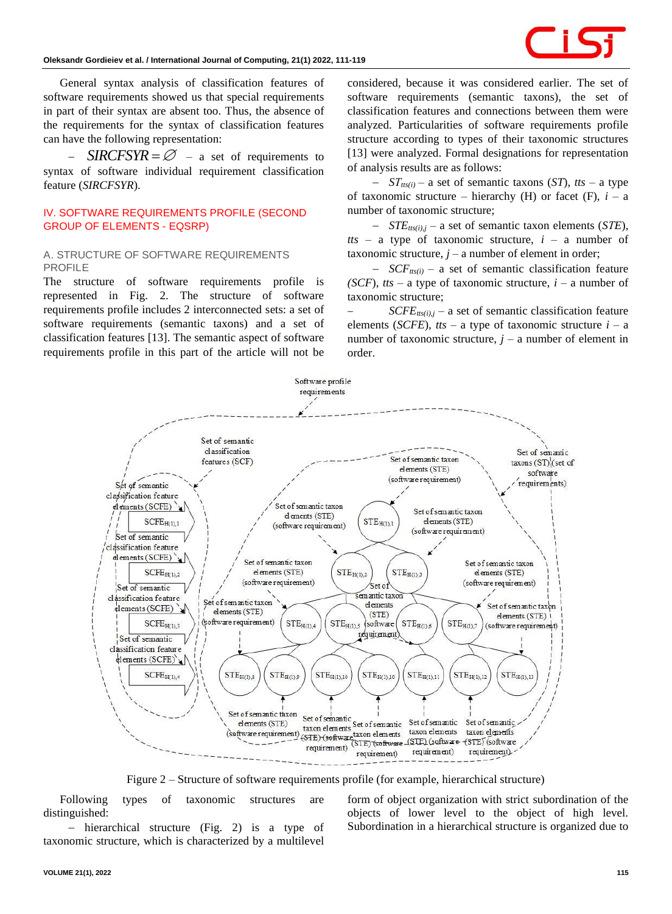General syntax analysis of classification features of software requirements showed us that special requirements in part of their syntax are absent too. Thus, the absence of the requirements for the syntax of classification features can have the following representation:

– $SIRCFSYR = \varnothing$ – a set of requirements to syntax of software individual requirement classification feature (*SIRCFSYR*).

## IV. SOFTWARE REQUIREMENTS PROFILE (SECOND GROUP OF ELEMENTS - EQSRP)

### A. STRUCTURE OF SOFTWARE REQUIREMENTS PROFILE

The structure of software requirements profile is represented in Fig. 2. The structure of software requirements profile includes 2 interconnected sets: a set of software requirements (semantic taxons) and a set of classification features [13]. The semantic aspect of software requirements profile in this part of the article will not be considered, because it was considered earlier. The set of software requirements (semantic taxons), the set of classification features and connections between them were analyzed. Particularities of software requirements profile structure according to types of their taxonomic structures [13] were analyzed. Formal designations for representation of analysis results are as follows:

– $ST_{tts(i)}$ – a set of semantic taxons (*ST*), *tts* – a type of taxonomic structure – hierarchy (H) or facet (F), *i* – a number of taxonomic structure;

– $STE_{tts(i),j}$ – a set of semantic taxon elements (*STE*), *tts* – a type of taxonomic structure, *i* – a number of taxonomic structure, *j* – a number of element in order;

– $SCF_{tts(i)}$ – a set of semantic classification feature (*SCF*), *tts* – a type of taxonomic structure, *i* – a number of taxonomic structure;

– $SCFE_{tts(i),j}$ – a set of semantic classification feature elements (*SCFE*), *tts* – a type of taxonomic structure *i* – a number of taxonomic structure, *j* – a number of element in order.

Figure 2 – Structure of software requirements profile (for example, hierarchical structure)

Following types of taxonomic structures are distinguished:

− hierarchical structure (Fig. 2) is a type of taxonomic structure, which is characterized by a multilevel form of object organization with strict subordination of the objects of lower level to the object of high level. Subordination in a hierarchical structure is organized due to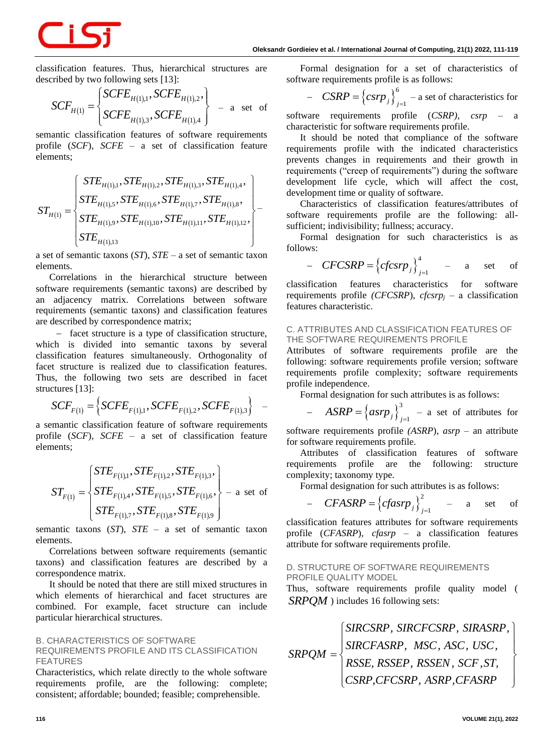classification features. Thus, hierarchical structures are described by two following sets [13]:

$$SCF_{H(1)} = \begin{Bmatrix} SCFE_{H(1),1}, SCFE_{H(1),2}, \\ SCFE_{H(1),3}, SCFE_{H(1),4} \end{Bmatrix}$$ – a set of semantic classification features of software requirements profile (*SCF*), *SCFE* – a set of classification feature elements;

$$ST_{H(1)} = \begin{Bmatrix} STE_{H(1),1}, STE_{H(1),2}, STE_{H(1),3}, STE_{H(1),4}, \\ STE_{H(1),5}, STE_{H(1),6}, STE_{H(1),7}, STE_{H(1),8}, \\ STE_{H(1),9}, STE_{H(1),10}, STE_{H(1),11}, STE_{H(1),12}, \\ STE_{H(1),13} \end{Bmatrix}$$ – a set of semantic taxons (*ST*), *STE* – a set of semantic taxon elements.

Correlations in the hierarchical structure between software requirements (semantic taxons) are described by an adjacency matrix. Correlations between software requirements (semantic taxons) and classification features are described by correspondence matrix;

– facet structure is a type of classification structure, which is divided into semantic taxons by several classification features simultaneously. Orthogonality of facet structure is realized due to classification features. Thus, the following two sets are described in facet structures [13]:

$$SCF_{F(1)} = \left\{ SCFE_{F(1),1}, SCFE_{F(1),2}, SCFE_{F(1),3} \right\}$$ – a semantic classification feature of software requirements profile (*SCF*), *SCFE* – a set of classification feature elements;

$$ST_{F(1)} = \begin{Bmatrix} STE_{F(1),1}, STE_{F(1),2}, STE_{F(1),3}, \\ STE_{F(1),4}, STE_{F(1),5}, STE_{F(1),6}, \\ STE_{F(1),7}, STE_{F(1),8}, STE_{F(1),9} \end{Bmatrix}$$ – a set of semantic taxons (*ST*), *STE* – a set of semantic taxon elements.

Correlations between software requirements (semantic taxons) and classification features are described by a correspondence matrix.

It should be noted that there are still mixed structures in which elements of hierarchical and facet structures are combined. For example, facet structure can include particular hierarchical structures.

### B. CHARACTERISTICS OF SOFTWARE REQUIREMENTS PROFILE AND ITS CLASSIFICATION FEATURES

Characteristics, which relate directly to the whole software requirements profile, are the following: complete; consistent; affordable; bounded; feasible; comprehensible.

Formal designation for a set of characteristics of software requirements profile is as follows:

– $CSRP = \left\{ csrp_j \right\}_{j=1}^{6}$ – a set of characteristics for software requirements profile (*CSRP*), *csrp* – a characteristic for software requirements profile.

It should be noted that compliance of the software requirements profile with the indicated characteristics prevents changes in requirements and their growth in requirements ("creep of requirements") during the software development life cycle, which will affect the cost, development time or quality of software.

Characteristics of classification features/attributes of software requirements profile are the following: all-sufficient; indivisibility; fullness; accuracy.

Formal designation for such characteristics is as follows:

– $CFCSRP = \left\{ cfcsrp_j \right\}_{j=1}^{4}$ – a set of classification features characteristics for software requirements profile (*CFCSRP*), $cfcsrp_j$ – a classification features characteristic.

### C. ATTRIBUTES AND CLASSIFICATION FEATURES OF THE SOFTWARE REQUIREMENTS PROFILE

Attributes of software requirements profile are the following: software requirements profile version; software requirements profile complexity; software requirements profile independence.

Formal designation for such attributes is as follows:

– $ASRP = \left\{ asrp_j \right\}_{j=1}^{3}$ – a set of attributes for software requirements profile (*ASRP*), *asrp* – an attribute for software requirements profile.

Attributes of classification features of software requirements profile are the following: structure complexity; taxonomy type.

Formal designation for such attributes is as follows:

– $CFASRP = \left\{ cfasrp_j \right\}_{j=1}^{2}$ – a set of classification features attributes for software requirements profile (*CFASRP*), *cfasrp* – a classification features attribute for software requirements profile.

### D. STRUCTURE OF SOFTWARE REQUIREMENTS PROFILE QUALITY MODEL

Thus, software requirements profile quality model ( $SRPQM$ ) includes 16 following sets:

$$SRPQM = \begin{Bmatrix} SIRCSRP, SIRCFCSRP, SIRASRP, \\ SIRCFASRP, MSC, ASC, USC, \\ RSSE, RSSEP, RSSEN, SCF, ST, \\ CSRP, CFCSRP, ASRP, CFASRP \end{Bmatrix}$$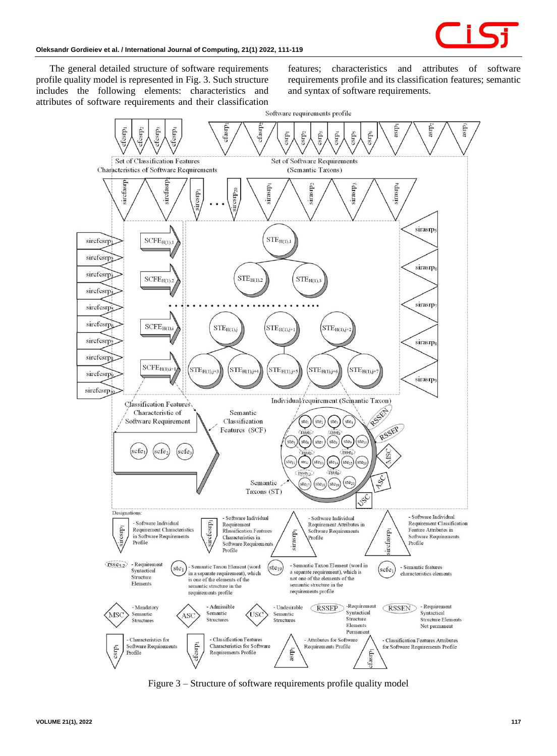The general detailed structure of software requirements profile quality model is represented in Fig. 3. Such structure includes the following elements: characteristics and attributes of software requirements and their classification features; characteristics and attributes of software requirements profile and its classification features; semantic and syntax of software requirements.

Figure 3 – Structure of software requirements profile quality model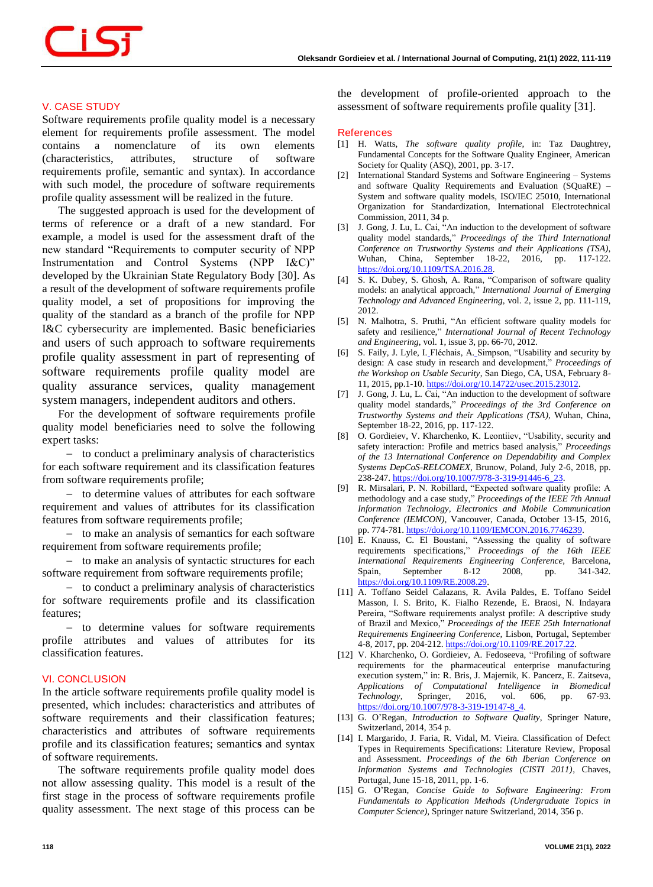## V. CASE STUDY

Software requirements profile quality model is a necessary element for requirements profile assessment. The model contains a nomenclature of its own elements (characteristics, attributes, structure of software requirements profile, semantic and syntax). In accordance with such model, the procedure of software requirements profile quality assessment will be realized in the future.

The suggested approach is used for the development of terms of reference or a draft of a new standard. For example, a model is used for the assessment draft of the new standard "Requirements to computer security of NPP Instrumentation and Control Systems (NPP I&C)" developed by the Ukrainian State Regulatory Body [30]. As a result of the development of software requirements profile quality model, a set of propositions for improving the quality of the standard as a branch of the profile for NPP I&C cybersecurity are implemented. Basic beneficiaries and users of such approach to software requirements profile quality assessment in part of representing of software requirements profile quality model are quality assurance services, quality management system managers, independent auditors and others.

For the development of software requirements profile quality model beneficiaries need to solve the following expert tasks:

- to conduct a preliminary analysis of characteristics for each software requirement and its classification features from software requirements profile;
- to determine values of attributes for each software requirement and values of attributes for its classification features from software requirements profile;
- to make an analysis of semantics for each software requirement from software requirements profile;
- to make an analysis of syntactic structures for each software requirement from software requirements profile;
- to conduct a preliminary analysis of characteristics for software requirements profile and its classification features;
- to determine values for software requirements profile attributes and values of attributes for its classification features.

## VI. CONCLUSION

In the article software requirements profile quality model is presented, which includes: characteristics and attributes of software requirements and their classification features; characteristics and attributes of software requirements profile and its classification features; semantics and syntax of software requirements.

The software requirements profile quality model does not allow assessing quality. This model is a result of the first stage in the process of software requirements profile quality assessment. The next stage of this process can be the development of profile-oriented approach to the assessment of software requirements profile quality [31].

## References

[1] H. Watts, *The software quality profile*, in: Taz Daughtrey, Fundamental Concepts for the Software Quality Engineer, American Society for Quality (ASQ), 2001, pp. 3-17.

[2] International Standard Systems and Software Engineering – Systems and software Quality Requirements and Evaluation (SQuaRE) – System and software quality models, ISO/IEC 25010, International Organization for Standardization, International Electrotechnical Commission, 2011, 34 p.

[3] J. Gong, J. Lu, L. Cai, "An induction to the development of software quality model standards," *Proceedings of the Third International Conference on Trustworthy Systems and their Applications (TSA)*, Wuhan, China, September 18-22, 2016, pp. 117-122. https://doi.org/10.1109/TSA.2016.28.

[4] S. K. Dubey, S. Ghosh, A. Rana, "Comparison of software quality models: an analytical approach," *International Journal of Emerging Technology and Advanced Engineering*, vol. 2, issue 2, pp. 111-119, 2012.

[5] N. Malhotra, S. Pruthi, "An efficient software quality models for safety and resilience," *International Journal of Recent Technology and Engineering*, vol. 1, issue 3, pp. 66-70, 2012.

[6] S. Faily, J. Lyle, I. Fléchais, A. Simpson, "Usability and security by design: A case study in research and development," *Proceedings of the Workshop on Usable Security*, San Diego, CA, USA, February 8-11, 2015, pp.1-10. https://doi.org/10.14722/usec.2015.23012.

[7] J. Gong, J. Lu, L. Cai, "An induction to the development of software quality model standards," *Proceedings of the 3rd Conference on Trustworthy Systems and their Applications (TSA)*, Wuhan, China, September 18-22, 2016, pp. 117-122.

[8] O. Gordieiev, V. Kharchenko, K. Leontiiev, "Usability, security and safety interaction: Profile and metrics based analysis," *Proceedings of the 13 International Conference on Dependability and Complex Systems DepCoS-RELCOMEX*, Brunow, Poland, July 2-6, 2018, pp. 238-247. https://doi.org/10.1007/978-3-319-91446-6_23.

[9] R. Mirsalari, P. N. Robillard, "Expected software quality profile: A methodology and a case study," *Proceedings of the IEEE 7th Annual Information Technology, Electronics and Mobile Communication Conference (IEMCON)*, Vancouver, Canada, October 13-15, 2016, pp. 774-781. https://doi.org/10.1109/IEMCON.2016.7746239.

[10] E. Knauss, C. El Boustani, "Assessing the quality of software requirements specifications," *Proceedings of the 16th IEEE International Requirements Engineering Conference*, Barcelona, Spain, September 8-12 2008, pp. 341-342. https://doi.org/10.1109/RE.2008.29.

[11] A. Toffano Seidel Calazans, R. Avila Paldes, E. Toffano Seidel Masson, I. S. Brito, K. Fialho Rezende, E. Braosi, N. Indayara Pereira, "Software requirements analyst profile: A descriptive study of Brazil and Mexico," *Proceedings of the IEEE 25th International Requirements Engineering Conference*, Lisbon, Portugal, September 4-8, 2017, pp. 204-212. https://doi.org/10.1109/RE.2017.22.

[12] V. Kharchenko, O. Gordieiev, A. Fedoseeva, "Profiling of software requirements for the pharmaceutical enterprise manufacturing execution system," in: R. Bris, J. Majernik, K. Pancerz, E. Zaitseva, *Applications of Computational Intelligence in Biomedical Technology*, Springer, 2016, vol. 606, pp. 67-93. https://doi.org/10.1007/978-3-319-19147-8_4.

[13] G. O'Regan, *Introduction to Software Quality*, Springer Nature, Switzerland, 2014, 354 p.

[14] I. Margarido, J. Faria, R. Vidal, M. Vieira. Classification of Defect Types in Requirements Specifications: Literature Review, Proposal and Assessment. *Proceedings of the 6th Iberian Conference on Information Systems and Technologies (CISTI 2011)*, Chaves, Portugal, June 15-18, 2011, pp. 1-6.

[15] G. O'Regan, *Concise Guide to Software Engineering: From Fundamentals to Application Methods (Undergraduate Topics in Computer Science)*, Springer nature Switzerland, 2014, 356 p.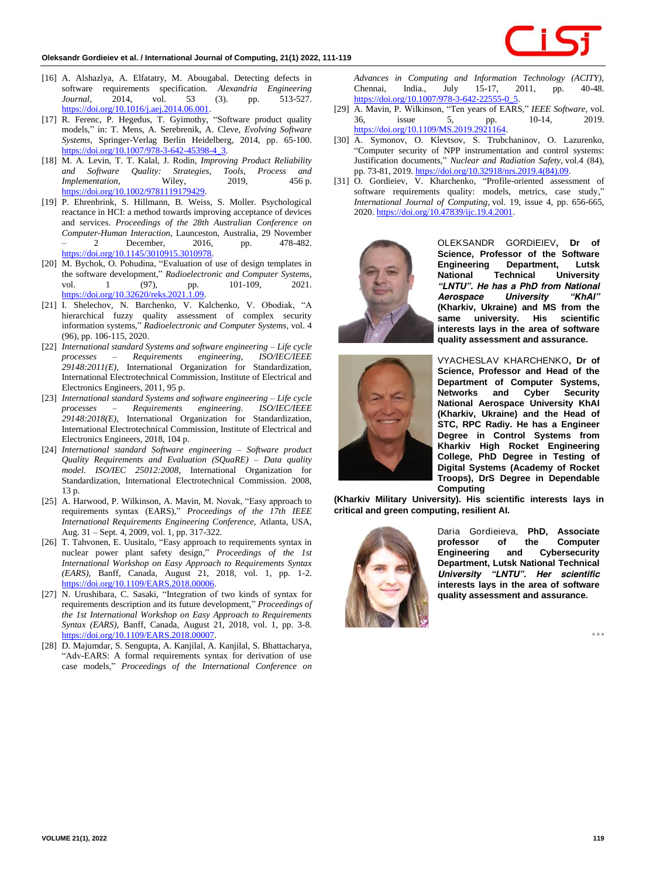[16] A. Alshazlya, A. Elfatatry, M. Abougabal. Detecting defects in software requirements specification. *Alexandria Engineering Journal*, 2014, vol. 53 (3). pp. 513-527. https://doi.org/10.1016/j.aej.2014.06.001.

[17] R. Ferenc, P. Hegedus, T. Gyimothy, "Software product quality models," in: T. Mens, A. Serebrenik, A. Cleve, *Evolving Software Systems*, Springer-Verlag Berlin Heidelberg, 2014, pp. 65-100. https://doi.org/10.1007/978-3-642-45398-4_3.

[18] M. A. Levin, T. T. Kalal, J. Rodin, *Improving Product Reliability and Software Quality: Strategies, Tools, Process and Implementation*, Wiley, 2019, 456 p. https://doi.org/10.1002/9781119179429.

[19] P. Ehrenbrink, S. Hillmann, B. Weiss, S. Moller. Psychological reactance in HCI: a method towards improving acceptance of devices and services. *Proceedings of the 28th Australian Conference on Computer-Human Interaction*, Launceston, Australia, 29 November – 2 December, 2016, pp. 478-482. https://doi.org/10.1145/3010915.3010978.

[20] M. Bychok, O. Pohudina, "Evaluation of use of design templates in the software development," *Radioelectronic and Computer Systems*, vol. 1 (97), pp. 101-109, 2021. https://doi.org/10.32620/reks.2021.1.09.

[21] I. Shelechov, N. Barchenko, V. Kalchenko, V. Obodiak, "A hierarchical fuzzy quality assessment of complex security information systems," *Radioelectronic and Computer Systems*, vol. 4 (96), pp. 106-115, 2020.

[22] *International standard Systems and software engineering – Life cycle processes – Requirements engineering, ISO/IEC/IEEE 29148:2011(E)*, International Organization for Standardization, International Electrotechnical Commission, Institute of Electrical and Electronics Engineers, 2011, 95 p.

[23] *International standard Systems and software engineering – Life cycle processes – Requirements engineering. ISO/IEC/IEEE 29148:2018(E)*, International Organization for Standardization, International Electrotechnical Commission, Institute of Electrical and Electronics Engineers, 2018, 104 p.

[24] *International standard Software engineering – Software product Quality Requirements and Evaluation (SQuaRE) – Data quality model. ISO/IEC 25012:2008*, International Organization for Standardization, International Electrotechnical Commission. 2008, 13 p.

[25] A. Harwood, P. Wilkinson, A. Mavin, M. Novak, "Easy approach to requirements syntax (EARS)," *Proceedings of the 17th IEEE International Requirements Engineering Conference*, Atlanta, USA, Aug. 31 – Sept. 4, 2009, vol. 1, pp. 317-322.

[26] T. Tahvonen, E. Uusitalo, "Easy approach to requirements syntax in nuclear power plant safety design," *Proceedings of the 1st International Workshop on Easy Approach to Requirements Syntax (EARS)*, Banff, Canada, August 21, 2018, vol. 1, pp. 1-2. https://doi.org/10.1109/EARS.2018.00006.

[27] N. Urushibara, C. Sasaki, "Integration of two kinds of syntax for requirements description and its future development," *Proceedings of the 1st International Workshop on Easy Approach to Requirements Syntax (EARS)*, Banff, Canada, August 21, 2018, vol. 1, pp. 3-8. https://doi.org/10.1109/EARS.2018.00007.

[28] D. Majumdar, S. Sengupta, A. Kanjilal, A. Kanjilal, S. Bhattacharya, "Adv-EARS: A formal requirements syntax for derivation of use case models," *Proceedings of the International Conference on Advances in Computing and Information Technology (ACITY)*, Chennai, India., July 15-17, 2011, pp. 40-48. https://doi.org/10.1007/978-3-642-22555-0_5.

[29] A. Mavin, P. Wilkinson, "Ten years of EARS," *IEEE Software*, vol. 36, issue 5, pp. 10-14, 2019. https://doi.org/10.1109/MS.2019.2921164.

[30] A. Symonov, O. Klevtsov, S. Trubchaninov, O. Lazurenko, "Computer security of NPP instrumentation and control systems: Justification documents," *Nuclear and Radiation Safety*, vol.4 (84), pp. 73-81, 2019. https://doi.org/10.32918/nrs.2019.4(84).09.

[31] O. Gordieiev, V. Kharchenko, "Profile-oriented assessment of software requirements quality: models, metrics, case study," *International Journal of Computing*, vol. 19, issue 4, pp. 656-665, 2020. https://doi.org/10.47839/ijc.19.4.2001.

OLEKSANDR GORDIEIEV, **Dr of Science, Professor of the Software Engineering Department, Lutsk National Technical University *"LNTU". He has a PhD from National Aerospace University "KhAI"* (Kharkiv, Ukraine) and MS from the same university. His scientific interests lays in the area of software quality assessment and assurance.**

VYACHESLAV KHARCHENKO, **Dr of Science, Professor and Head of the Department of Computer Systems, Networks and Cyber Security National Aerospace University KhAI (Kharkiv, Ukraine) and the Head of STC, RPC Radiy. He has a Engineer Degree in Control Systems from Kharkiv High Rocket Engineering College, PhD Degree in Testing of Digital Systems (Academy of Rocket Troops), DrS Degree in Dependable Computing (Kharkiv Military University). His scientific interests lays in critical and green computing, resilient AI.**

Daria Gordieieva, **PhD, Associate professor of the Computer Engineering and Cybersecurity Department, Lutsk National Technical *University "LNTU". Her scientific* interests lays in the area of software quality assessment and assurance.**